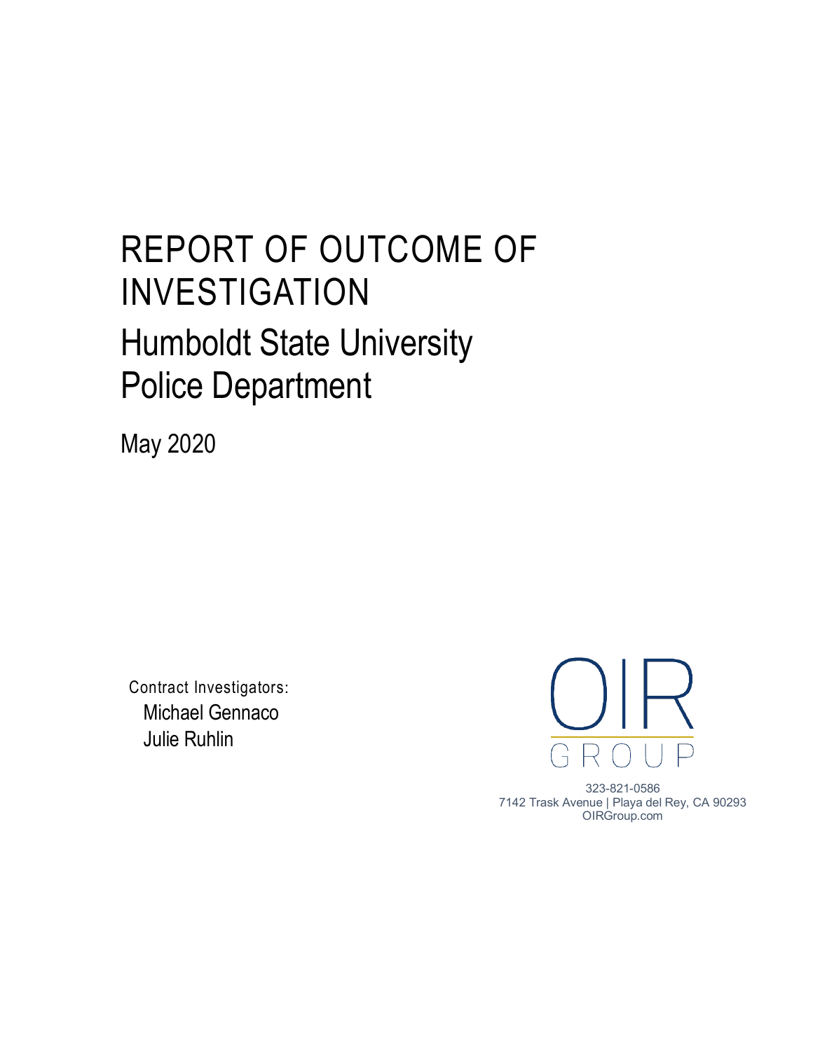# REPORT OF OUTCOME OF INVESTIGATION

## Humboldt State University Police Department

May 2020

Contract Investigators:

Michael Gennaco

Julie Ruhlin

OIR GROUP

323-821-0586

7142 Trask Avenue | Playa del Rey, CA 90293

OIRGroup.com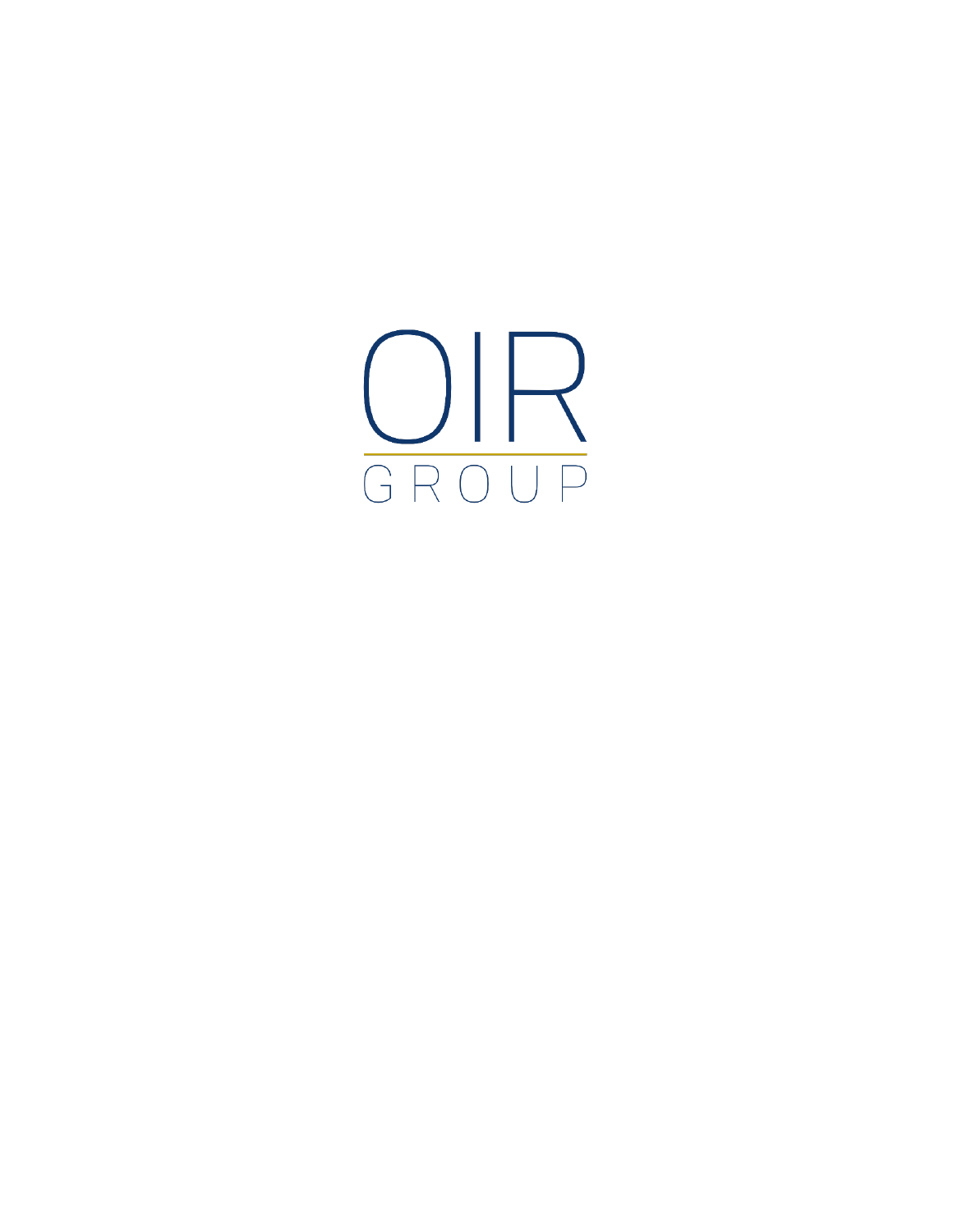# OIR

GROUP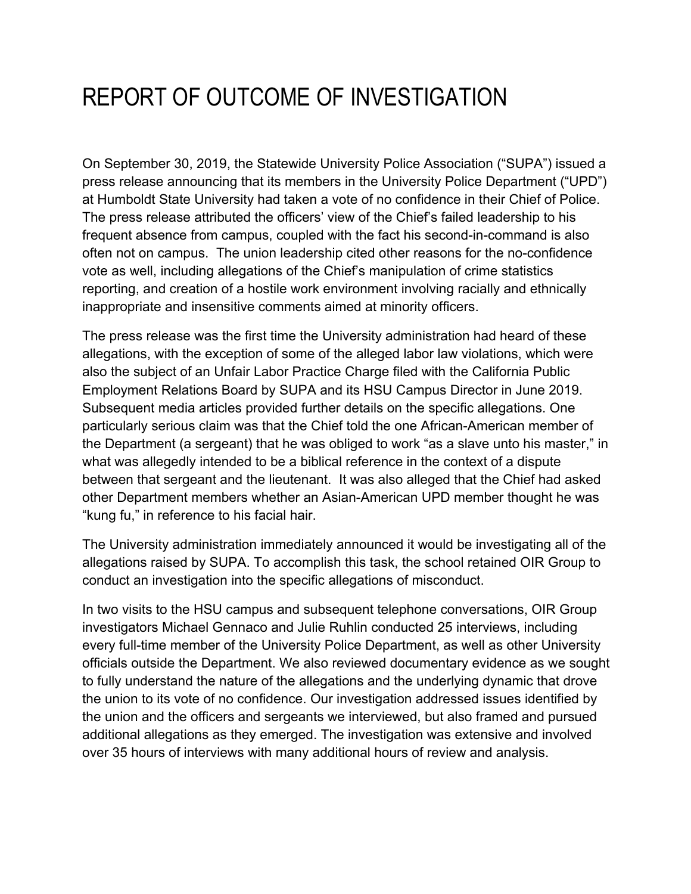# REPORT OF OUTCOME OF INVESTIGATION

On September 30, 2019, the Statewide University Police Association ("SUPA") issued a press release announcing that its members in the University Police Department ("UPD") at Humboldt State University had taken a vote of no confidence in their Chief of Police. The press release attributed the officers' view of the Chief's failed leadership to his frequent absence from campus, coupled with the fact his second-in-command is also often not on campus. The union leadership cited other reasons for the no-confidence vote as well, including allegations of the Chief's manipulation of crime statistics reporting, and creation of a hostile work environment involving racially and ethnically inappropriate and insensitive comments aimed at minority officers.

The press release was the first time the University administration had heard of these allegations, with the exception of some of the alleged labor law violations, which were also the subject of an Unfair Labor Practice Charge filed with the California Public Employment Relations Board by SUPA and its HSU Campus Director in June 2019. Subsequent media articles provided further details on the specific allegations. One particularly serious claim was that the Chief told the one African-American member of the Department (a sergeant) that he was obliged to work "as a slave unto his master," in what was allegedly intended to be a biblical reference in the context of a dispute between that sergeant and the lieutenant. It was also alleged that the Chief had asked other Department members whether an Asian-American UPD member thought he was "kung fu," in reference to his facial hair.

The University administration immediately announced it would be investigating all of the allegations raised by SUPA. To accomplish this task, the school retained OIR Group to conduct an investigation into the specific allegations of misconduct.

In two visits to the HSU campus and subsequent telephone conversations, OIR Group investigators Michael Gennaco and Julie Ruhlin conducted 25 interviews, including every full-time member of the University Police Department, as well as other University officials outside the Department. We also reviewed documentary evidence as we sought to fully understand the nature of the allegations and the underlying dynamic that drove the union to its vote of no confidence. Our investigation addressed issues identified by the union and the officers and sergeants we interviewed, but also framed and pursued additional allegations as they emerged. The investigation was extensive and involved over 35 hours of interviews with many additional hours of review and analysis.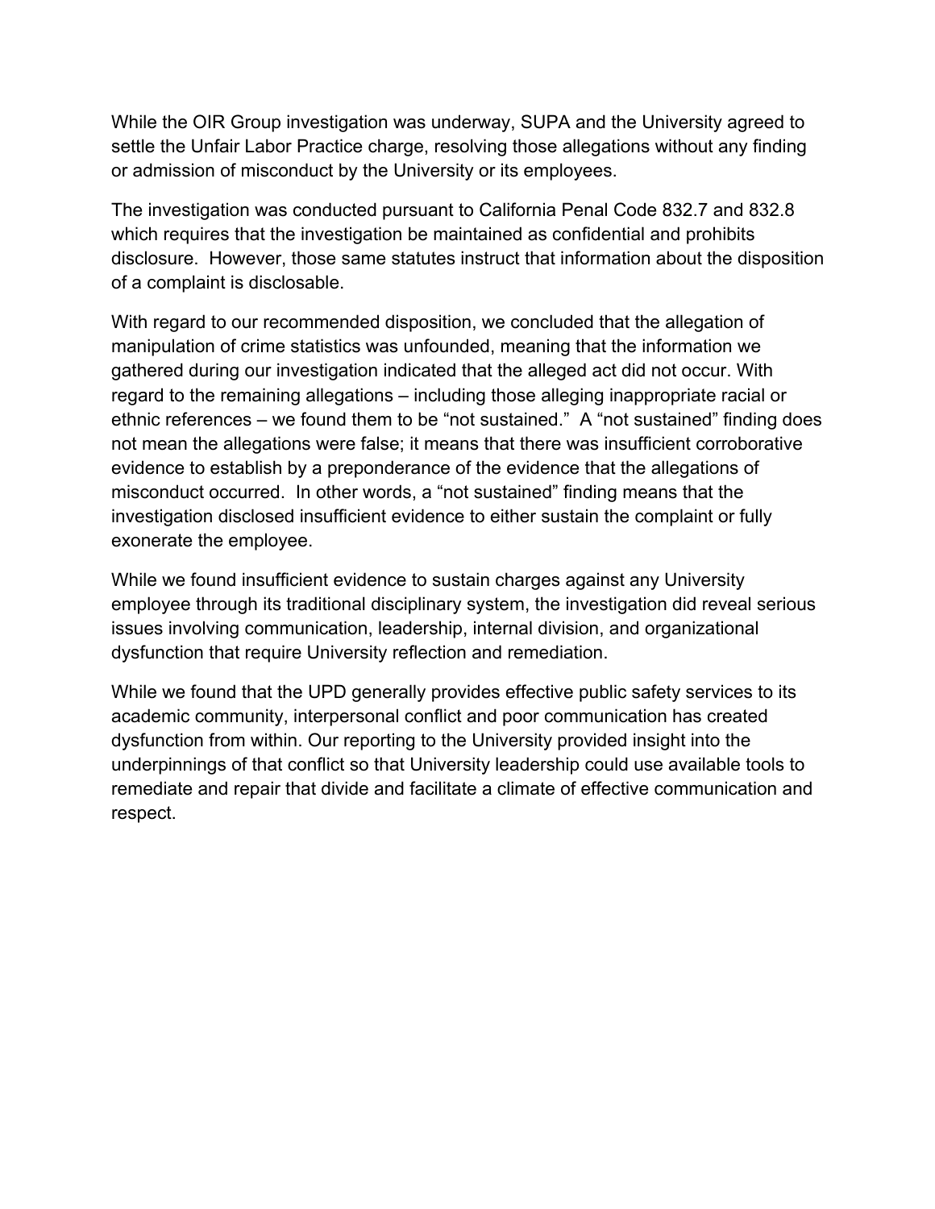While the OIR Group investigation was underway, SUPA and the University agreed to settle the Unfair Labor Practice charge, resolving those allegations without any finding or admission of misconduct by the University or its employees.

The investigation was conducted pursuant to California Penal Code 832.7 and 832.8 which requires that the investigation be maintained as confidential and prohibits disclosure. However, those same statutes instruct that information about the disposition of a complaint is disclosable.

With regard to our recommended disposition, we concluded that the allegation of manipulation of crime statistics was unfounded, meaning that the information we gathered during our investigation indicated that the alleged act did not occur. With regard to the remaining allegations – including those alleging inappropriate racial or ethnic references – we found them to be "not sustained." A "not sustained" finding does not mean the allegations were false; it means that there was insufficient corroborative evidence to establish by a preponderance of the evidence that the allegations of misconduct occurred. In other words, a "not sustained" finding means that the investigation disclosed insufficient evidence to either sustain the complaint or fully exonerate the employee.

While we found insufficient evidence to sustain charges against any University employee through its traditional disciplinary system, the investigation did reveal serious issues involving communication, leadership, internal division, and organizational dysfunction that require University reflection and remediation.

While we found that the UPD generally provides effective public safety services to its academic community, interpersonal conflict and poor communication has created dysfunction from within. Our reporting to the University provided insight into the underpinnings of that conflict so that University leadership could use available tools to remediate and repair that divide and facilitate a climate of effective communication and respect.